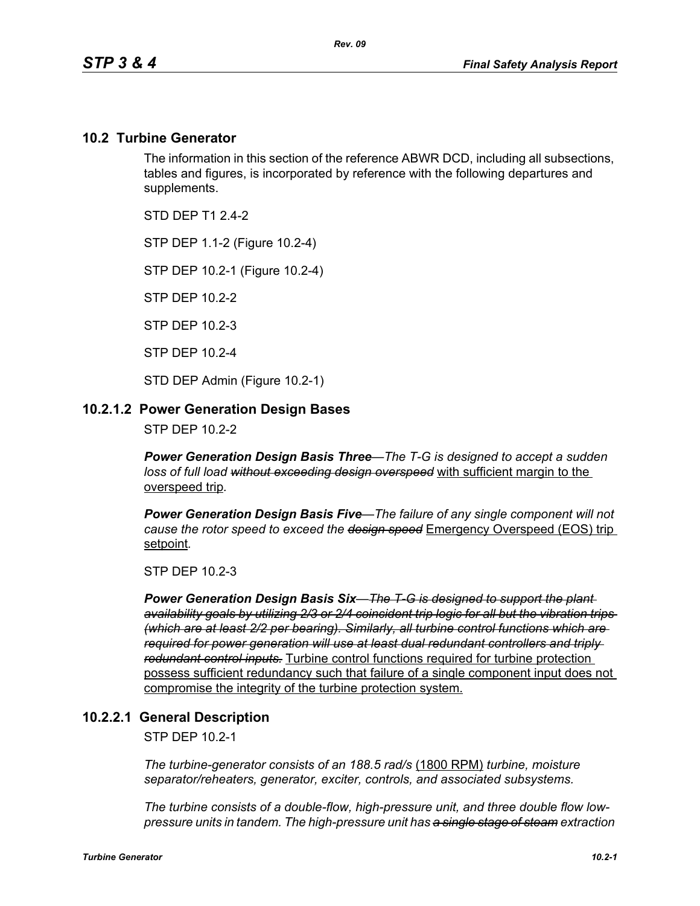## 10.2 Turbine Generator

The information in this section of the reference ABWR DCD, including all subsections, tables and figures, is incorporated by reference with the following departures and supplements.

STD DEP T1 2.4-2

STP DEP 1.1-2 (Figure 10.2-4)

STP DEP 10.2-1 (Figure 10.2-4)

STP DEP 10.2-2

STP DEP 10.2-3

STP DEP 10.2-4

STD DEP Admin (Figure 10.2-1)

### 10.2.1.2 Power Generation Design Bases

STP DEP 10.2-2

***Power Generation Design Basis Three****—The T-G is designed to accept a sudden loss of full load ~~without exceeding design overspeed~~* with sufficient margin to the overspeed trip*.*

***Power Generation Design Basis Five****—The failure of any single component will not cause the rotor speed to exceed the ~~design speed~~* Emergency Overspeed (EOS) trip setpoint*.*

STP DEP 10.2-3

***Power Generation Design Basis Six****~~—The T-G is designed to support the plant availability goals by utilizing 2/3 or 2/4 coincident trip logic for all but the vibration trips (which are at least 2/2 per bearing). Similarly, all turbine control functions which are required for power generation will use at least dual redundant controllers and triply redundant control inputs.~~* Turbine control functions required for turbine protection possess sufficient redundancy such that failure of a single component input does not compromise the integrity of the turbine protection system.

### 10.2.2.1 General Description

STP DEP 10.2-1

*The turbine-generator consists of an 188.5 rad/s* (1800 RPM) *turbine, moisture separator/reheaters, generator, exciter, controls, and associated subsystems.*

*The turbine consists of a double-flow, high-pressure unit, and three double flow low-pressure units in tandem. The high-pressure unit has ~~a single stage of steam~~ extraction*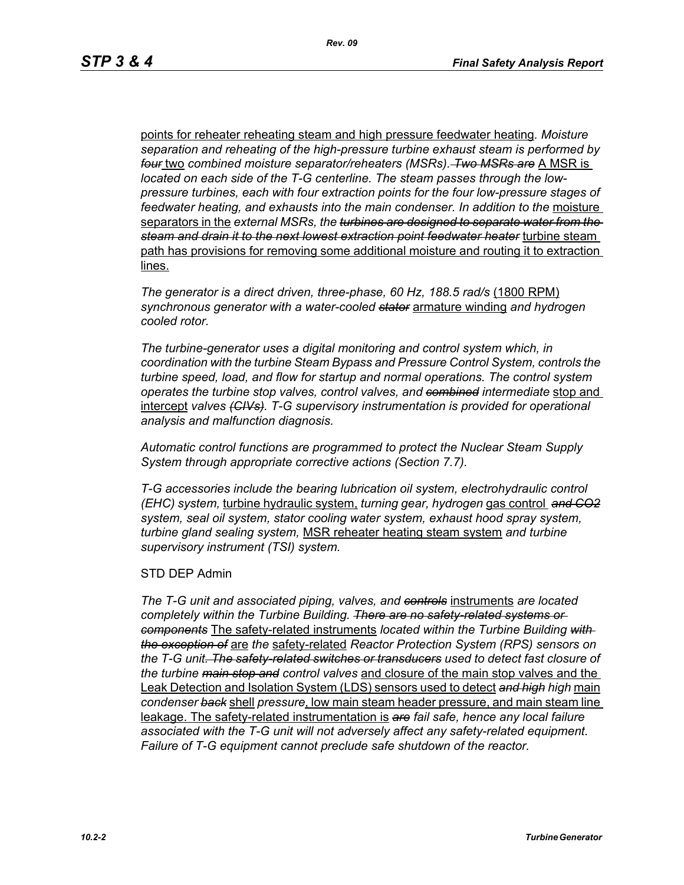points for reheater reheating steam and high pressure feedwater heating. *Moisture separation and reheating of the high-pressure turbine exhaust steam is performed by* ~~*four*~~ two *combined moisture separator/reheaters (MSRs).* ~~*Two MSRs are*~~ A MSR is *located on each side of the T-G centerline. The steam passes through the low-pressure turbines, each with four extraction points for the four low-pressure stages of feedwater heating, and exhausts into the main condenser. In addition to the* moisture separators in the *external MSRs, the* ~~*turbines are designed to separate water from the steam and drain it to the next lowest extraction point feedwater heater*~~ turbine steam path has provisions for removing some additional moisture and routing it to extraction lines.

*The generator is a direct driven, three-phase, 60 Hz, 188.5 rad/s* (1800 RPM) *synchronous generator with a water-cooled* ~~*stator*~~ armature winding *and hydrogen cooled rotor.*

*The turbine-generator uses a digital monitoring and control system which, in coordination with the turbine Steam Bypass and Pressure Control System, controls the turbine speed, load, and flow for startup and normal operations. The control system operates the turbine stop valves, control valves, and* ~~*combined*~~ *intermediate* stop and intercept *valves* ~~*(CIVs)*~~*. T-G supervisory instrumentation is provided for operational analysis and malfunction diagnosis.*

*Automatic control functions are programmed to protect the Nuclear Steam Supply System through appropriate corrective actions (Section 7.7).*

*T-G accessories include the bearing lubrication oil system, electrohydraulic control (EHC) system,* turbine hydraulic system, *turning gear, hydrogen* gas control ~~*and CO2*~~ *system, seal oil system, stator cooling water system, exhaust hood spray system, turbine gland sealing system,* MSR reheater heating steam system *and turbine supervisory instrument (TSI) system.*

STD DEP Admin

*The T-G unit and associated piping, valves, and* ~~*controls*~~ instruments *are located completely within the Turbine Building.* ~~*There are no safety-related systems or components*~~ The safety-related instruments *located within the Turbine Building* ~~*with the exception of*~~ are *the* safety-related *Reactor Protection System (RPS) sensors on the T-G unit*~~*. The safety-related switches or transducers*~~ *used to detect fast closure of the turbine* ~~*main stop and*~~ *control valves* and closure of the main stop valves and the Leak Detection and Isolation System (LDS) sensors used to detect ~~*and high*~~ *high* main *condenser* ~~*back*~~ shell *pressure*, low main steam header pressure, and main steam line leakage. The safety-related instrumentation is ~~*are*~~ *fail safe, hence any local failure associated with the T-G unit will not adversely affect any safety-related equipment. Failure of T-G equipment cannot preclude safe shutdown of the reactor.*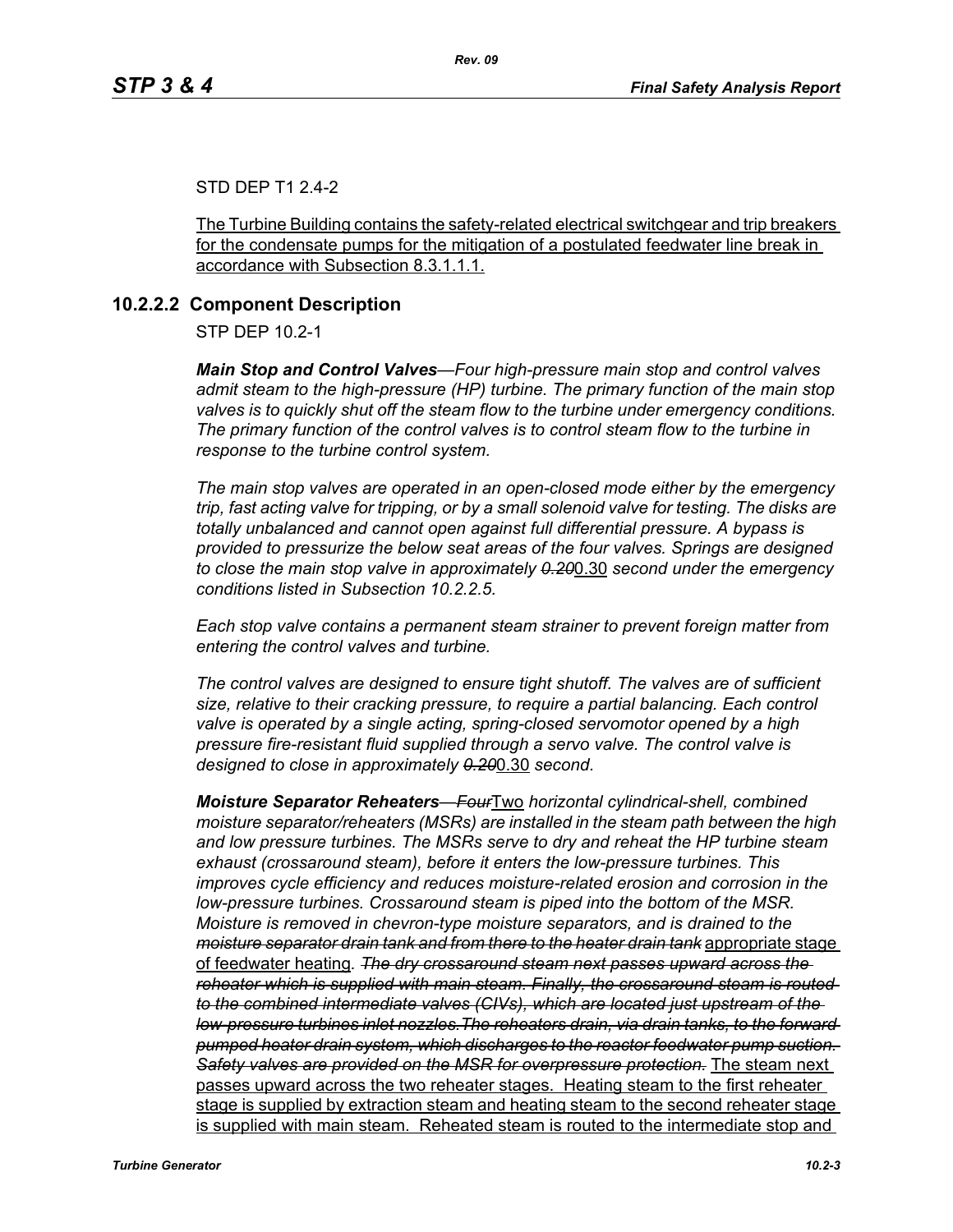STD DEP T1 2.4-2

The Turbine Building contains the safety-related electrical switchgear and trip breakers for the condensate pumps for the mitigation of a postulated feedwater line break in accordance with Subsection 8.3.1.1.1.

### 10.2.2.2 Component Description

STP DEP 10.2-1

***Main Stop and Control Valves****—Four high-pressure main stop and control valves admit steam to the high-pressure (HP) turbine. The primary function of the main stop valves is to quickly shut off the steam flow to the turbine under emergency conditions. The primary function of the control valves is to control steam flow to the turbine in response to the turbine control system.*

*The main stop valves are operated in an open-closed mode either by the emergency trip, fast acting valve for tripping, or by a small solenoid valve for testing. The disks are totally unbalanced and cannot open against full differential pressure. A bypass is provided to pressurize the below seat areas of the four valves. Springs are designed to close the main stop valve in approximately ~~0.20~~*0.30 *second under the emergency conditions listed in Subsection 10.2.2.5.*

*Each stop valve contains a permanent steam strainer to prevent foreign matter from entering the control valves and turbine.*

*The control valves are designed to ensure tight shutoff. The valves are of sufficient size, relative to their cracking pressure, to require a partial balancing. Each control valve is operated by a single acting, spring-closed servomotor opened by a high pressure fire-resistant fluid supplied through a servo valve. The control valve is designed to close in approximately ~~0.20~~*0.30 *second.*

***Moisture Separator Reheaters****—~~Four~~*Two *horizontal cylindrical-shell, combined moisture separator/reheaters (MSRs) are installed in the steam path between the high and low pressure turbines. The MSRs serve to dry and reheat the HP turbine steam exhaust (crossaround steam), before it enters the low-pressure turbines. This improves cycle efficiency and reduces moisture-related erosion and corrosion in the low-pressure turbines. Crossaround steam is piped into the bottom of the MSR. Moisture is removed in chevron-type moisture separators, and is drained to the ~~moisture separator drain tank and from there to the heater drain tank~~* appropriate stage of feedwater heating*. ~~The dry crossaround steam next passes upward across the reheater which is supplied with main steam. Finally, the crossaround steam is routed to the combined intermediate valves (CIVs), which are located just upstream of the low-pressure turbines inlet nozzles.The reheaters drain, via drain tanks, to the forward pumped heater drain system, which discharges to the reactor feedwater pump suction. Safety valves are provided on the MSR for overpressure protection.~~* The steam next passes upward across the two reheater stages. Heating steam to the first reheater stage is supplied by extraction steam and heating steam to the second reheater stage is supplied with main steam. Reheated steam is routed to the intermediate stop and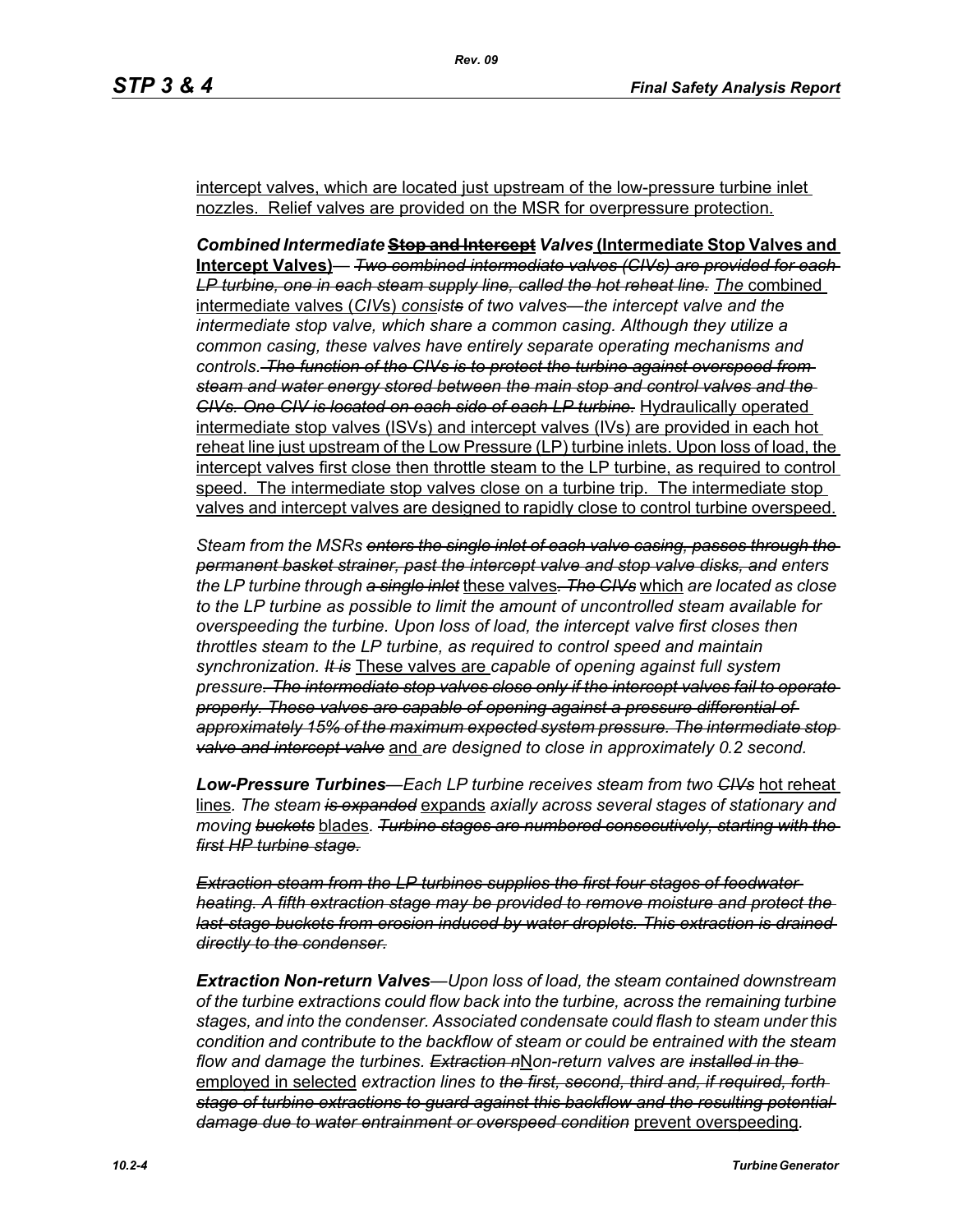intercept valves, which are located just upstream of the low-pressure turbine inlet nozzles. Relief valves are provided on the MSR for overpressure protection.

***Combined Intermediate* ~~Stop and Intercept~~ *Valves* (Intermediate Stop Valves and Intercept Valves)**—~~*Two combined intermediate valves (CIVs) are provided for each LP turbine, one in each steam supply line, called the hot reheat line.*~~ *The* combined intermediate valves (*CIV*s) *consist*~~*s*~~ *of two valves—the intercept valve and the intermediate stop valve, which share a common casing. Although they utilize a common casing, these valves have entirely separate operating mechanisms and controls.* ~~*The function of the CIVs is to protect the turbine against overspeed from steam and water energy stored between the main stop and control valves and the CIVs. One CIV is located on each side of each LP turbine.*~~ Hydraulically operated intermediate stop valves (ISVs) and intercept valves (IVs) are provided in each hot reheat line just upstream of the Low Pressure (LP) turbine inlets. Upon loss of load, the intercept valves first close then throttle steam to the LP turbine, as required to control speed. The intermediate stop valves close on a turbine trip. The intermediate stop valves and intercept valves are designed to rapidly close to control turbine overspeed.

*Steam from the MSRs* ~~*enters the single inlet of each valve casing, passes through the permanent basket strainer, past the intercept valve and stop valve disks, and*~~ *enters the LP turbine through* ~~*a single inlet*~~ these valves~~*. The CIVs*~~ which *are located as close to the LP turbine as possible to limit the amount of uncontrolled steam available for overspeeding the turbine. Upon loss of load, the intercept valve first closes then throttles steam to the LP turbine, as required to control speed and maintain synchronization.* ~~*It is*~~ These valves are *capable of opening against full system pressure*~~*. The intermediate stop valves close only if the intercept valves fail to operate properly. These valves are capable of opening against a pressure differential of approximately 15% of the maximum expected system pressure. The intermediate stop valve and intercept valve*~~ and *are designed to close in approximately 0.2 second.*

***Low-Pressure Turbines****—Each LP turbine receives steam from two* ~~*CIVs*~~ hot reheat lines*. The steam* ~~*is expanded*~~ expands *axially across several stages of stationary and moving* ~~*buckets*~~ blades*.* ~~*Turbine stages are numbered consecutively, starting with the first HP turbine stage.*~~

~~*Extraction steam from the LP turbines supplies the first four stages of feedwater heating. A fifth extraction stage may be provided to remove moisture and protect the last-stage buckets from erosion induced by water droplets. This extraction is drained directly to the condenser.*~~

***Extraction Non-return Valves****—Upon loss of load, the steam contained downstream of the turbine extractions could flow back into the turbine, across the remaining turbine stages, and into the condenser. Associated condensate could flash to steam under this condition and contribute to the backflow of steam or could be entrained with the steam flow and damage the turbines.* ~~*Extraction n*~~N*on-return valves are* ~~*installed in the*~~ employed in selected *extraction lines to* ~~*the first, second, third and, if required, forth stage of turbine extractions to guard against this backflow and the resulting potential damage due to water entrainment or overspeed condition*~~ prevent overspeeding*.*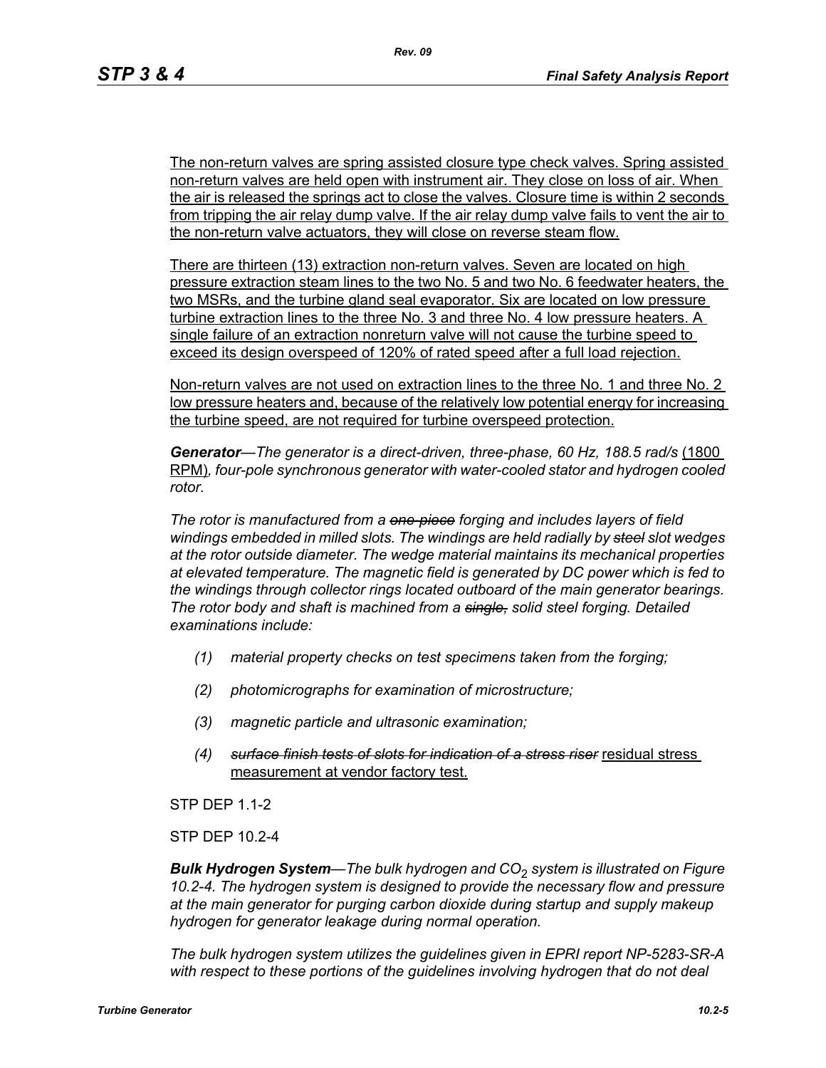The non-return valves are spring assisted closure type check valves. Spring assisted non-return valves are held open with instrument air. They close on loss of air. When the air is released the springs act to close the valves. Closure time is within 2 seconds from tripping the air relay dump valve. If the air relay dump valve fails to vent the air to the non-return valve actuators, they will close on reverse steam flow.

There are thirteen (13) extraction non-return valves. Seven are located on high pressure extraction steam lines to the two No. 5 and two No. 6 feedwater heaters, the two MSRs, and the turbine gland seal evaporator. Six are located on low pressure turbine extraction lines to the three No. 3 and three No. 4 low pressure heaters. A single failure of an extraction nonreturn valve will not cause the turbine speed to exceed its design overspeed of 120% of rated speed after a full load rejection.

Non-return valves are not used on extraction lines to the three No. 1 and three No. 2 low pressure heaters and, because of the relatively low potential energy for increasing the turbine speed, are not required for turbine overspeed protection.

***Generator****—The generator is a direct-driven, three-phase, 60 Hz, 188.5 rad/s* (1800 RPM)*, four-pole synchronous generator with water-cooled stator and hydrogen cooled rotor.*

*The rotor is manufactured from a ~~one-piece~~ forging and includes layers of field windings embedded in milled slots. The windings are held radially by ~~steel~~ slot wedges at the rotor outside diameter. The wedge material maintains its mechanical properties at elevated temperature. The magnetic field is generated by DC power which is fed to the windings through collector rings located outboard of the main generator bearings. The rotor body and shaft is machined from a ~~single,~~ solid steel forging. Detailed examinations include:*

*(1) material property checks on test specimens taken from the forging;*

*(2) photomicrographs for examination of microstructure;*

*(3) magnetic particle and ultrasonic examination;*

*(4) ~~surface finish tests of slots for indication of a stress riser~~* residual stress measurement at vendor factory test.

STP DEP 1.1-2

STP DEP 10.2-4

***Bulk Hydrogen System****—The bulk hydrogen and $CO_2$ system is illustrated on Figure 10.2-4. The hydrogen system is designed to provide the necessary flow and pressure at the main generator for purging carbon dioxide during startup and supply makeup hydrogen for generator leakage during normal operation.*

*The bulk hydrogen system utilizes the guidelines given in EPRI report NP-5283-SR-A with respect to these portions of the guidelines involving hydrogen that do not deal*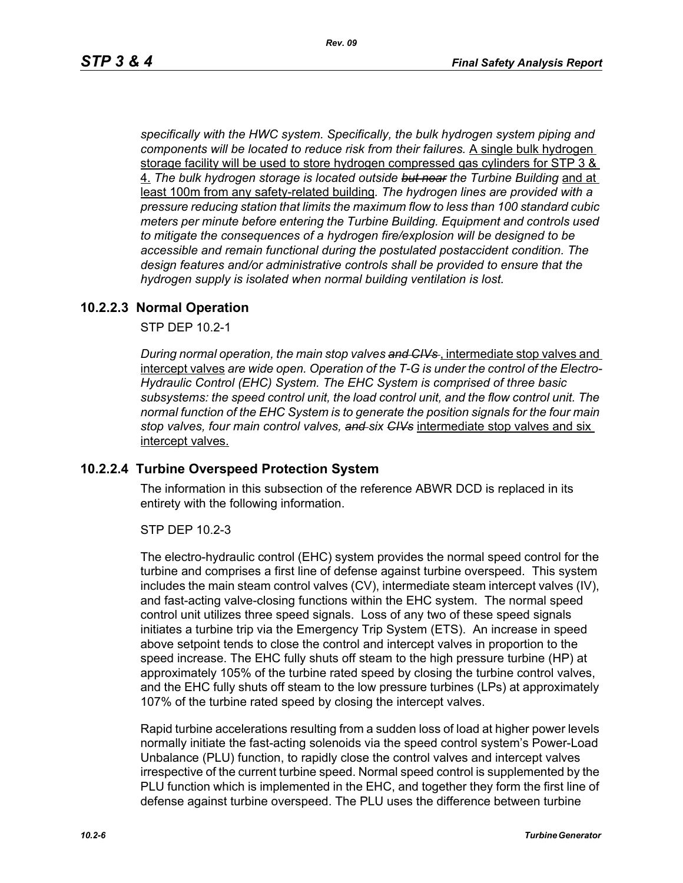*specifically with the HWC system. Specifically, the bulk hydrogen system piping and components will be located to reduce risk from their failures.* A single bulk hydrogen storage facility will be used to store hydrogen compressed gas cylinders for STP 3 & 4. *The bulk hydrogen storage is located outside* ~~*but near*~~ *the Turbine Building* and at least 100m from any safety-related building. *The hydrogen lines are provided with a pressure reducing station that limits the maximum flow to less than 100 standard cubic meters per minute before entering the Turbine Building. Equipment and controls used to mitigate the consequences of a hydrogen fire/explosion will be designed to be accessible and remain functional during the postulated postaccident condition. The design features and/or administrative controls shall be provided to ensure that the hydrogen supply is isolated when normal building ventilation is lost.*

## 10.2.2.3 Normal Operation

STP DEP 10.2-1

*During normal operation, the main stop valves* ~~*and CIVs*~~ , intermediate stop valves and intercept valves *are wide open. Operation of the T-G is under the control of the Electro-Hydraulic Control (EHC) System. The EHC System is comprised of three basic subsystems: the speed control unit, the load control unit, and the flow control unit. The normal function of the EHC System is to generate the position signals for the four main stop valves, four main control valves,* ~~*and*~~ *six* ~~*CIVs*~~ intermediate stop valves and six intercept valves.

## 10.2.2.4 Turbine Overspeed Protection System

The information in this subsection of the reference ABWR DCD is replaced in its entirety with the following information.

STP DEP 10.2-3

The electro-hydraulic control (EHC) system provides the normal speed control for the turbine and comprises a first line of defense against turbine overspeed. This system includes the main steam control valves (CV), intermediate steam intercept valves (IV), and fast-acting valve-closing functions within the EHC system. The normal speed control unit utilizes three speed signals. Loss of any two of these speed signals initiates a turbine trip via the Emergency Trip System (ETS). An increase in speed above setpoint tends to close the control and intercept valves in proportion to the speed increase. The EHC fully shuts off steam to the high pressure turbine (HP) at approximately 105% of the turbine rated speed by closing the turbine control valves, and the EHC fully shuts off steam to the low pressure turbines (LPs) at approximately 107% of the turbine rated speed by closing the intercept valves.

Rapid turbine accelerations resulting from a sudden loss of load at higher power levels normally initiate the fast-acting solenoids via the speed control system's Power-Load Unbalance (PLU) function, to rapidly close the control valves and intercept valves irrespective of the current turbine speed. Normal speed control is supplemented by the PLU function which is implemented in the EHC, and together they form the first line of defense against turbine overspeed. The PLU uses the difference between turbine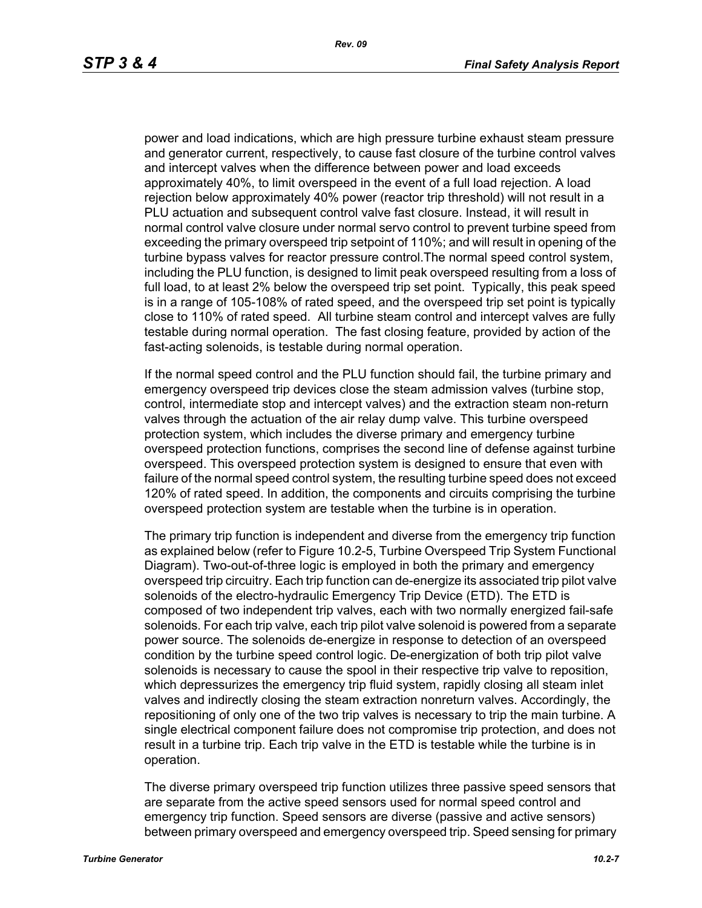power and load indications, which are high pressure turbine exhaust steam pressure and generator current, respectively, to cause fast closure of the turbine control valves and intercept valves when the difference between power and load exceeds approximately 40%, to limit overspeed in the event of a full load rejection. A load rejection below approximately 40% power (reactor trip threshold) will not result in a PLU actuation and subsequent control valve fast closure. Instead, it will result in normal control valve closure under normal servo control to prevent turbine speed from exceeding the primary overspeed trip setpoint of 110%; and will result in opening of the turbine bypass valves for reactor pressure control.The normal speed control system, including the PLU function, is designed to limit peak overspeed resulting from a loss of full load, to at least 2% below the overspeed trip set point. Typically, this peak speed is in a range of 105-108% of rated speed, and the overspeed trip set point is typically close to 110% of rated speed. All turbine steam control and intercept valves are fully testable during normal operation. The fast closing feature, provided by action of the fast-acting solenoids, is testable during normal operation.

If the normal speed control and the PLU function should fail, the turbine primary and emergency overspeed trip devices close the steam admission valves (turbine stop, control, intermediate stop and intercept valves) and the extraction steam non-return valves through the actuation of the air relay dump valve. This turbine overspeed protection system, which includes the diverse primary and emergency turbine overspeed protection functions, comprises the second line of defense against turbine overspeed. This overspeed protection system is designed to ensure that even with failure of the normal speed control system, the resulting turbine speed does not exceed 120% of rated speed. In addition, the components and circuits comprising the turbine overspeed protection system are testable when the turbine is in operation.

The primary trip function is independent and diverse from the emergency trip function as explained below (refer to Figure 10.2-5, Turbine Overspeed Trip System Functional Diagram). Two-out-of-three logic is employed in both the primary and emergency overspeed trip circuitry. Each trip function can de-energize its associated trip pilot valve solenoids of the electro-hydraulic Emergency Trip Device (ETD). The ETD is composed of two independent trip valves, each with two normally energized fail-safe solenoids. For each trip valve, each trip pilot valve solenoid is powered from a separate power source. The solenoids de-energize in response to detection of an overspeed condition by the turbine speed control logic. De-energization of both trip pilot valve solenoids is necessary to cause the spool in their respective trip valve to reposition, which depressurizes the emergency trip fluid system, rapidly closing all steam inlet valves and indirectly closing the steam extraction nonreturn valves. Accordingly, the repositioning of only one of the two trip valves is necessary to trip the main turbine. A single electrical component failure does not compromise trip protection, and does not result in a turbine trip. Each trip valve in the ETD is testable while the turbine is in operation.

The diverse primary overspeed trip function utilizes three passive speed sensors that are separate from the active speed sensors used for normal speed control and emergency trip function. Speed sensors are diverse (passive and active sensors) between primary overspeed and emergency overspeed trip. Speed sensing for primary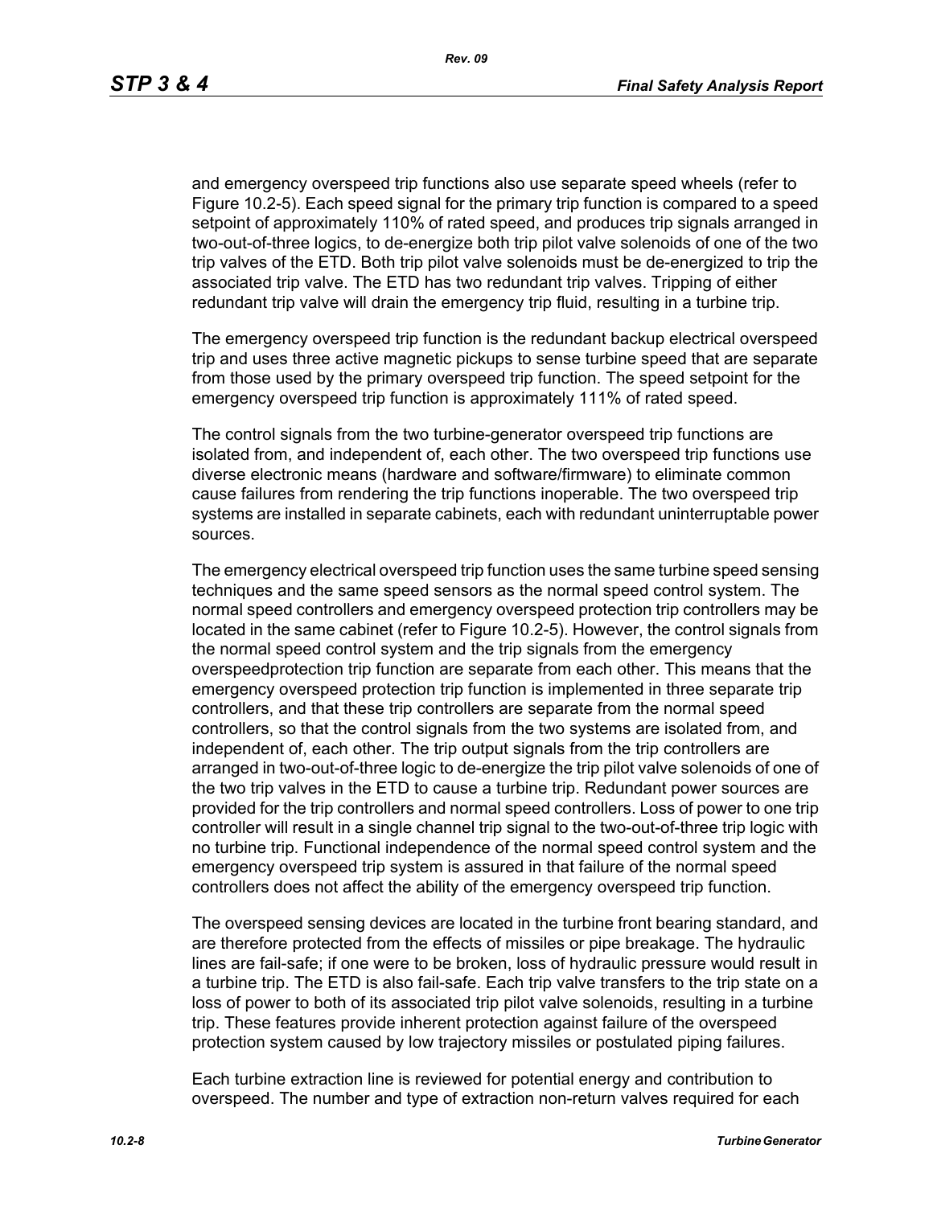and emergency overspeed trip functions also use separate speed wheels (refer to Figure 10.2-5). Each speed signal for the primary trip function is compared to a speed setpoint of approximately 110% of rated speed, and produces trip signals arranged in two-out-of-three logics, to de-energize both trip pilot valve solenoids of one of the two trip valves of the ETD. Both trip pilot valve solenoids must be de-energized to trip the associated trip valve. The ETD has two redundant trip valves. Tripping of either redundant trip valve will drain the emergency trip fluid, resulting in a turbine trip.

The emergency overspeed trip function is the redundant backup electrical overspeed trip and uses three active magnetic pickups to sense turbine speed that are separate from those used by the primary overspeed trip function. The speed setpoint for the emergency overspeed trip function is approximately 111% of rated speed.

The control signals from the two turbine-generator overspeed trip functions are isolated from, and independent of, each other. The two overspeed trip functions use diverse electronic means (hardware and software/firmware) to eliminate common cause failures from rendering the trip functions inoperable. The two overspeed trip systems are installed in separate cabinets, each with redundant uninterruptable power sources.

The emergency electrical overspeed trip function uses the same turbine speed sensing techniques and the same speed sensors as the normal speed control system. The normal speed controllers and emergency overspeed protection trip controllers may be located in the same cabinet (refer to Figure 10.2-5). However, the control signals from the normal speed control system and the trip signals from the emergency overspeedprotection trip function are separate from each other. This means that the emergency overspeed protection trip function is implemented in three separate trip controllers, and that these trip controllers are separate from the normal speed controllers, so that the control signals from the two systems are isolated from, and independent of, each other. The trip output signals from the trip controllers are arranged in two-out-of-three logic to de-energize the trip pilot valve solenoids of one of the two trip valves in the ETD to cause a turbine trip. Redundant power sources are provided for the trip controllers and normal speed controllers. Loss of power to one trip controller will result in a single channel trip signal to the two-out-of-three trip logic with no turbine trip. Functional independence of the normal speed control system and the emergency overspeed trip system is assured in that failure of the normal speed controllers does not affect the ability of the emergency overspeed trip function.

The overspeed sensing devices are located in the turbine front bearing standard, and are therefore protected from the effects of missiles or pipe breakage. The hydraulic lines are fail-safe; if one were to be broken, loss of hydraulic pressure would result in a turbine trip. The ETD is also fail-safe. Each trip valve transfers to the trip state on a loss of power to both of its associated trip pilot valve solenoids, resulting in a turbine trip. These features provide inherent protection against failure of the overspeed protection system caused by low trajectory missiles or postulated piping failures.

Each turbine extraction line is reviewed for potential energy and contribution to overspeed. The number and type of extraction non-return valves required for each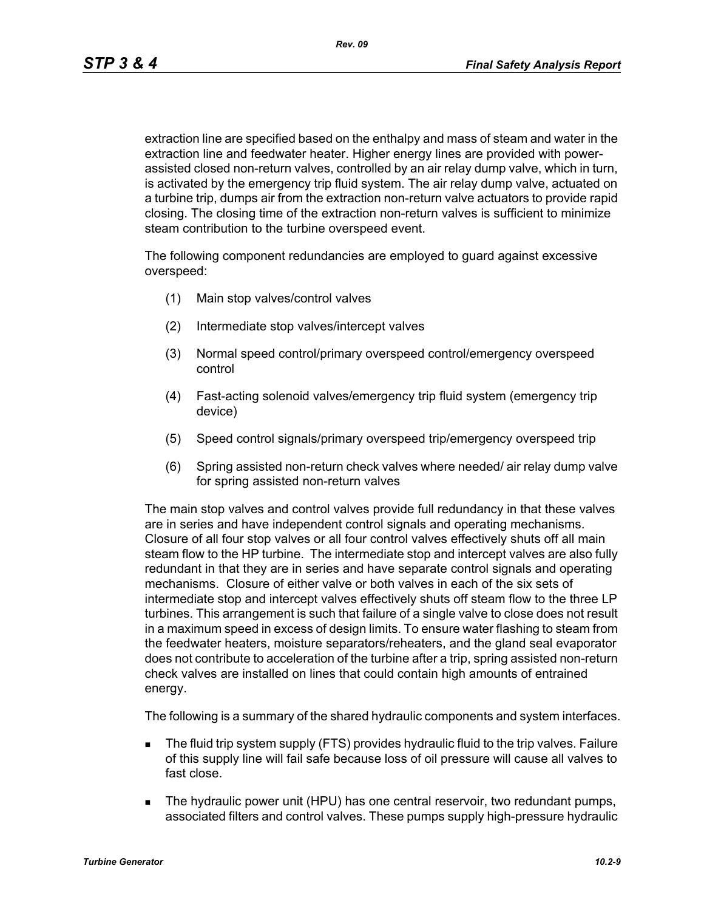extraction line are specified based on the enthalpy and mass of steam and water in the extraction line and feedwater heater. Higher energy lines are provided with power-assisted closed non-return valves, controlled by an air relay dump valve, which in turn, is activated by the emergency trip fluid system. The air relay dump valve, actuated on a turbine trip, dumps air from the extraction non-return valve actuators to provide rapid closing. The closing time of the extraction non-return valves is sufficient to minimize steam contribution to the turbine overspeed event.

The following component redundancies are employed to guard against excessive overspeed:

(1) Main stop valves/control valves

(2) Intermediate stop valves/intercept valves

(3) Normal speed control/primary overspeed control/emergency overspeed control

(4) Fast-acting solenoid valves/emergency trip fluid system (emergency trip device)

(5) Speed control signals/primary overspeed trip/emergency overspeed trip

(6) Spring assisted non-return check valves where needed/ air relay dump valve for spring assisted non-return valves

The main stop valves and control valves provide full redundancy in that these valves are in series and have independent control signals and operating mechanisms. Closure of all four stop valves or all four control valves effectively shuts off all main steam flow to the HP turbine. The intermediate stop and intercept valves are also fully redundant in that they are in series and have separate control signals and operating mechanisms. Closure of either valve or both valves in each of the six sets of intermediate stop and intercept valves effectively shuts off steam flow to the three LP turbines. This arrangement is such that failure of a single valve to close does not result in a maximum speed in excess of design limits. To ensure water flashing to steam from the feedwater heaters, moisture separators/reheaters, and the gland seal evaporator does not contribute to acceleration of the turbine after a trip, spring assisted non-return check valves are installed on lines that could contain high amounts of entrained energy.

The following is a summary of the shared hydraulic components and system interfaces.

- The fluid trip system supply (FTS) provides hydraulic fluid to the trip valves. Failure of this supply line will fail safe because loss of oil pressure will cause all valves to fast close.
- The hydraulic power unit (HPU) has one central reservoir, two redundant pumps, associated filters and control valves. These pumps supply high-pressure hydraulic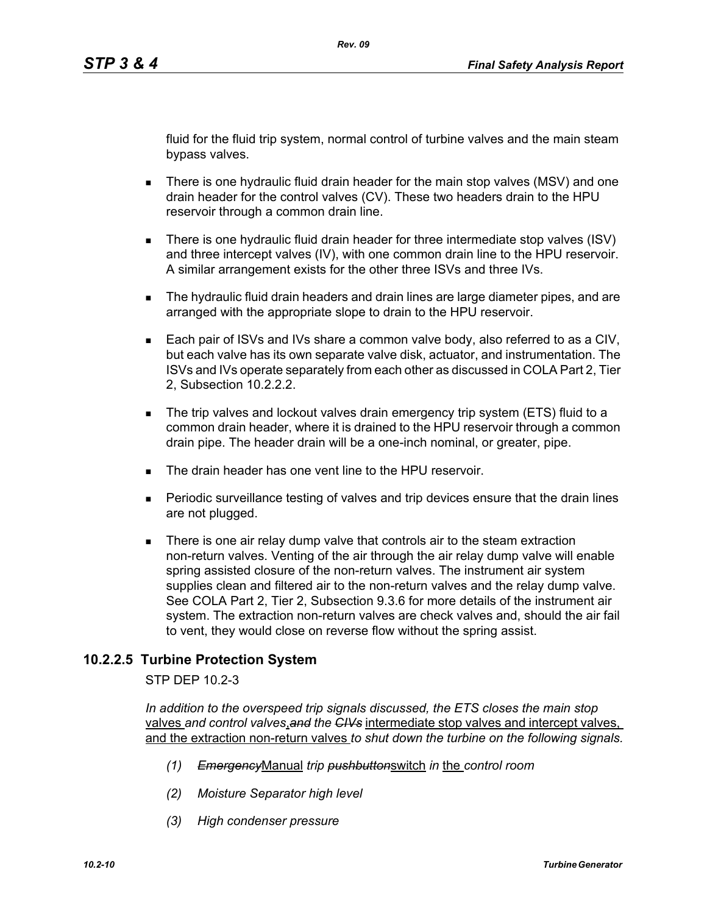fluid for the fluid trip system, normal control of turbine valves and the main steam bypass valves.

- There is one hydraulic fluid drain header for the main stop valves (MSV) and one drain header for the control valves (CV). These two headers drain to the HPU reservoir through a common drain line.
- There is one hydraulic fluid drain header for three intermediate stop valves (ISV) and three intercept valves (IV), with one common drain line to the HPU reservoir. A similar arrangement exists for the other three ISVs and three IVs.
- The hydraulic fluid drain headers and drain lines are large diameter pipes, and are arranged with the appropriate slope to drain to the HPU reservoir.
- Each pair of ISVs and IVs share a common valve body, also referred to as a CIV, but each valve has its own separate valve disk, actuator, and instrumentation. The ISVs and IVs operate separately from each other as discussed in COLA Part 2, Tier 2, Subsection 10.2.2.2.
- The trip valves and lockout valves drain emergency trip system (ETS) fluid to a common drain header, where it is drained to the HPU reservoir through a common drain pipe. The header drain will be a one-inch nominal, or greater, pipe.
- The drain header has one vent line to the HPU reservoir.
- Periodic surveillance testing of valves and trip devices ensure that the drain lines are not plugged.
- There is one air relay dump valve that controls air to the steam extraction non-return valves. Venting of the air through the air relay dump valve will enable spring assisted closure of the non-return valves. The instrument air system supplies clean and filtered air to the non-return valves and the relay dump valve. See COLA Part 2, Tier 2, Subsection 9.3.6 for more details of the instrument air system. The extraction non-return valves are check valves and, should the air fail to vent, they would close on reverse flow without the spring assist.

### 10.2.2.5 Turbine Protection System

STP DEP 10.2-3

*In addition to the overspeed trip signals discussed, the ETS closes the main stop* valves *and control valves*, ~~*and*~~ *the* ~~*CIVs*~~ intermediate stop valves and intercept valves, and the extraction non-return valves *to shut down the turbine on the following signals.*

*(1)* ~~*Emergency*~~Manual *trip* ~~*pushbutton*~~switch *in* the *control room*

*(2) Moisture Separator high level*

*(3) High condenser pressure*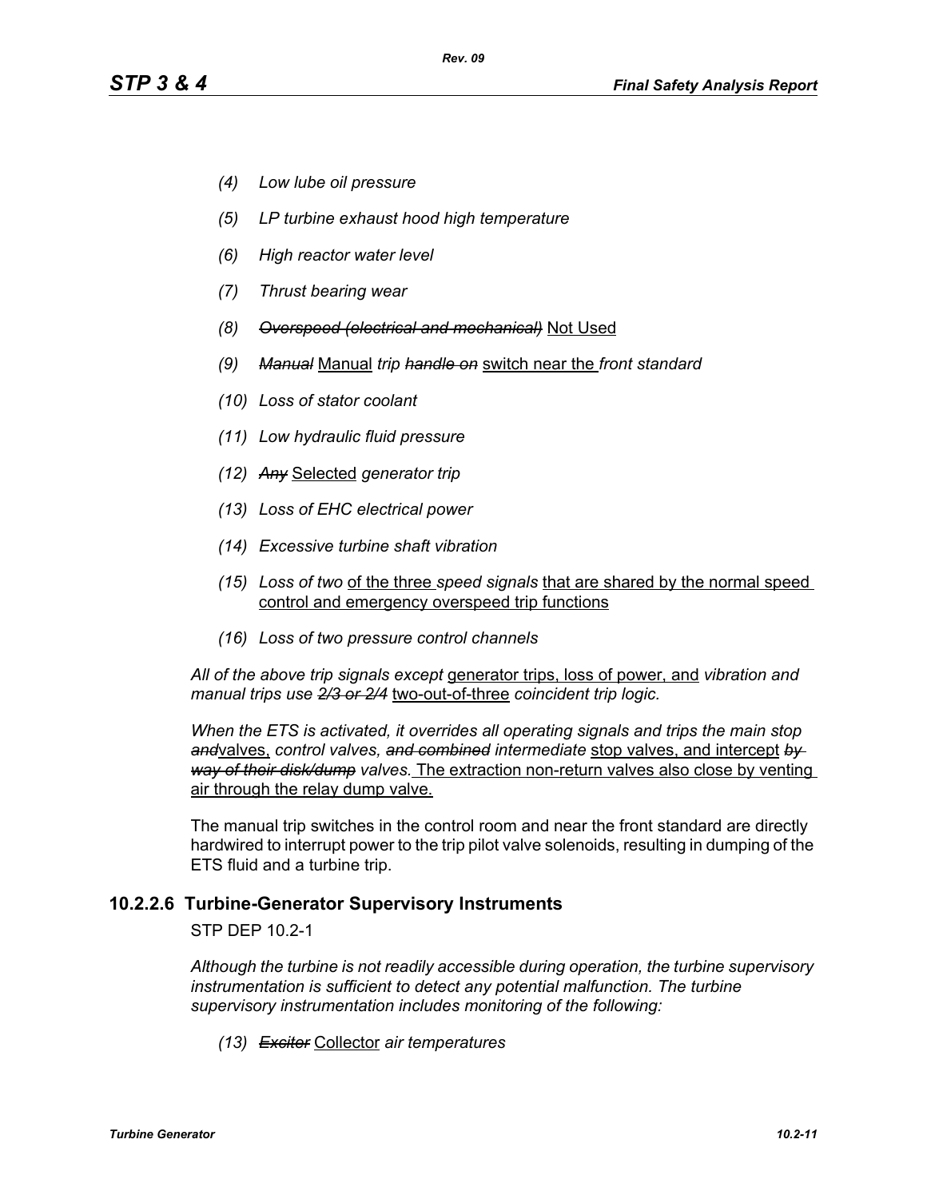*(4) Low lube oil pressure*

*(5) LP turbine exhaust hood high temperature*

*(6) High reactor water level*

*(7) Thrust bearing wear*

*(8) ~~Overspeed (electrical and mechanical)~~* Not Used

*(9) ~~Manual~~* Manual *trip ~~handle on~~* switch near the *front standard*

*(10) Loss of stator coolant*

*(11) Low hydraulic fluid pressure*

*(12) ~~Any~~* Selected *generator trip*

*(13) Loss of EHC electrical power*

*(14) Excessive turbine shaft vibration*

*(15) Loss of two* of the three *speed signals* that are shared by the normal speed control and emergency overspeed trip functions

*(16) Loss of two pressure control channels*

*All of the above trip signals except* generator trips, loss of power, and *vibration and manual trips use ~~2/3 or 2/4~~* two-out-of-three *coincident trip logic.*

*When the ETS is activated, it overrides all operating signals and trips the main stop ~~and~~*valves, *control valves, ~~and combined~~ intermediate* stop valves, and intercept *~~by way of their disk/dump~~ valves.* The extraction non-return valves also close by venting air through the relay dump valve.

The manual trip switches in the control room and near the front standard are directly hardwired to interrupt power to the trip pilot valve solenoids, resulting in dumping of the ETS fluid and a turbine trip.

### 10.2.2.6 Turbine-Generator Supervisory Instruments

STP DEP 10.2-1

*Although the turbine is not readily accessible during operation, the turbine supervisory instrumentation is sufficient to detect any potential malfunction. The turbine supervisory instrumentation includes monitoring of the following:*

*(13) ~~Exciter~~* Collector *air temperatures*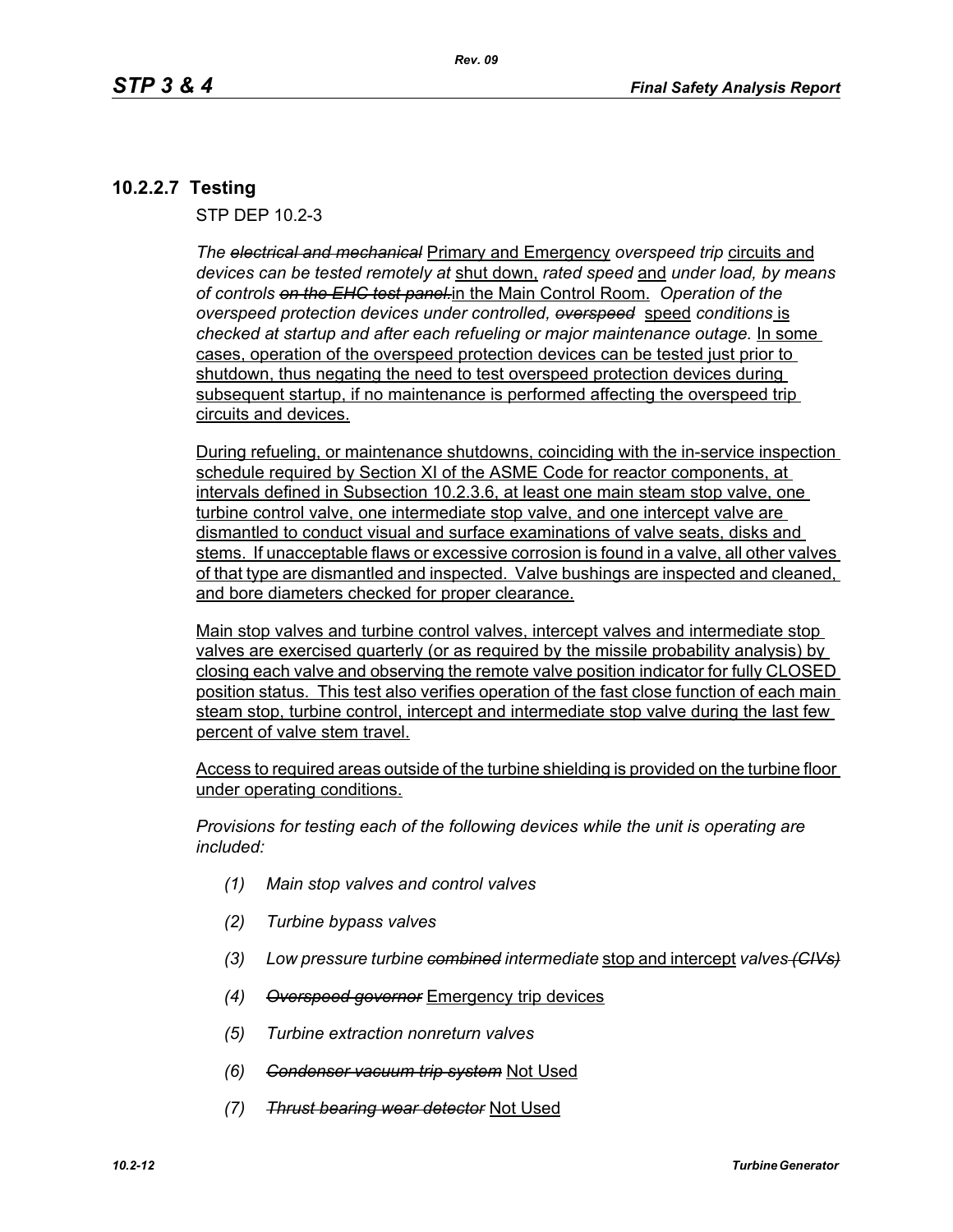### 10.2.2.7 Testing

STP DEP 10.2-3

*The ~~electrical and mechanical~~* Primary and Emergency *overspeed trip* circuits and *devices can be tested remotely at* shut down, *rated speed* and *under load, by means of controls ~~on the EHC test panel.~~*in the Main Control Room. *Operation of the overspeed protection devices under controlled, ~~overspeed~~* speed *conditions* is *checked at startup and after each refueling or major maintenance outage.* In some cases, operation of the overspeed protection devices can be tested just prior to shutdown, thus negating the need to test overspeed protection devices during subsequent startup, if no maintenance is performed affecting the overspeed trip circuits and devices.

During refueling, or maintenance shutdowns, coinciding with the in-service inspection schedule required by Section XI of the ASME Code for reactor components, at intervals defined in Subsection 10.2.3.6, at least one main steam stop valve, one turbine control valve, one intermediate stop valve, and one intercept valve are dismantled to conduct visual and surface examinations of valve seats, disks and stems. If unacceptable flaws or excessive corrosion is found in a valve, all other valves of that type are dismantled and inspected. Valve bushings are inspected and cleaned, and bore diameters checked for proper clearance.

Main stop valves and turbine control valves, intercept valves and intermediate stop valves are exercised quarterly (or as required by the missile probability analysis) by closing each valve and observing the remote valve position indicator for fully CLOSED position status. This test also verifies operation of the fast close function of each main steam stop, turbine control, intercept and intermediate stop valve during the last few percent of valve stem travel.

Access to required areas outside of the turbine shielding is provided on the turbine floor under operating conditions.

*Provisions for testing each of the following devices while the unit is operating are included:*

*(1) Main stop valves and control valves*

*(2) Turbine bypass valves*

*(3) Low pressure turbine ~~combined~~ intermediate* stop and intercept *valves ~~(CIVs)~~*

*(4) ~~Overspeed governor~~* Emergency trip devices

*(5) Turbine extraction nonreturn valves*

*(6) ~~Condenser vacuum trip system~~* Not Used

*(7) ~~Thrust bearing wear detector~~* Not Used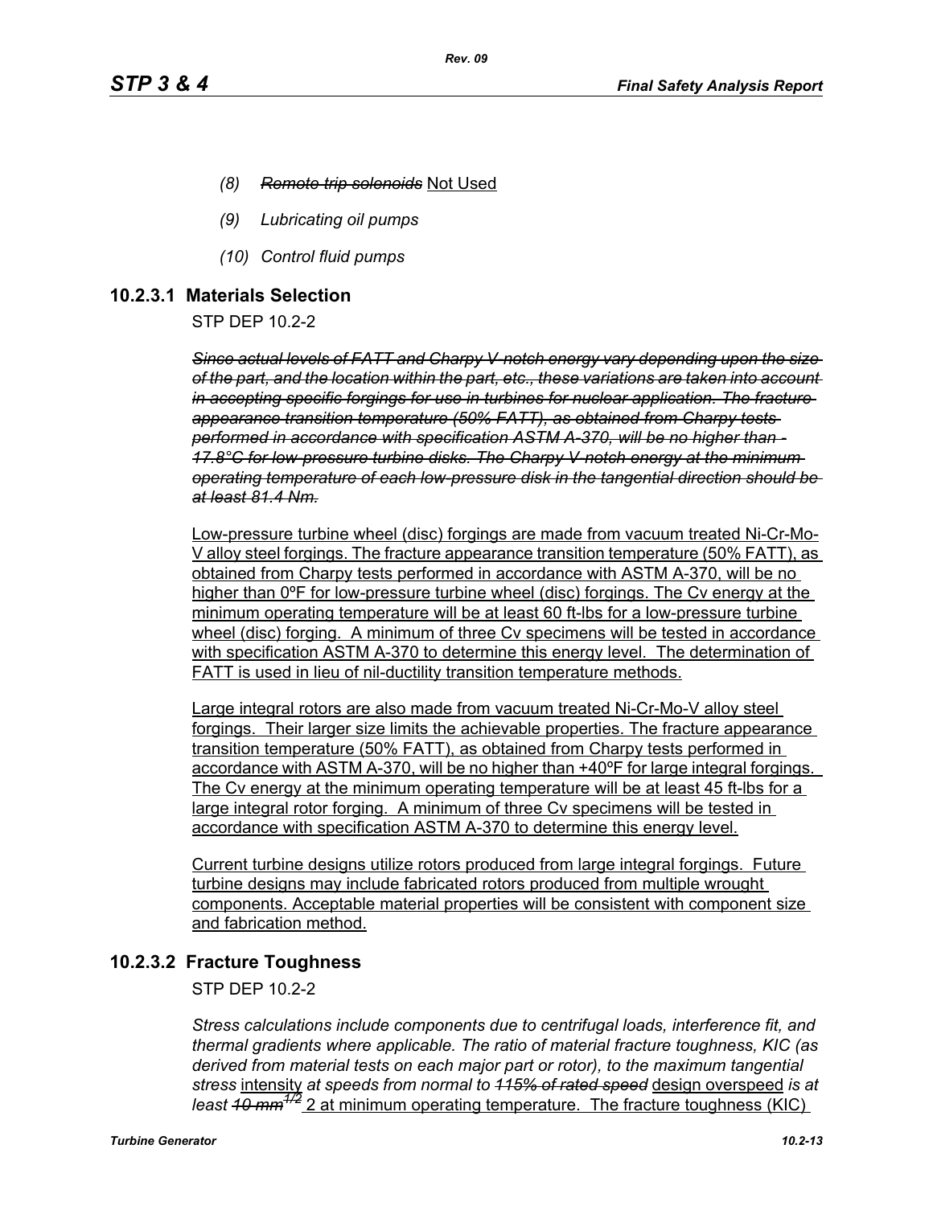*(8)* ~~*Remote trip solenoids*~~ Not Used

*(9)* *Lubricating oil pumps*

*(10)* *Control fluid pumps*

### 10.2.3.1 Materials Selection

STP DEP 10.2-2

~~*Since actual levels of FATT and Charpy V-notch energy vary depending upon the size of the part, and the location within the part, etc., these variations are taken into account in accepting specific forgings for use in turbines for nuclear application. The fracture appearance transition temperature (50% FATT), as obtained from Charpy tests performed in accordance with specification ASTM A-370, will be no higher than -17.8°C for low-pressure turbine disks. The Charpy V-notch energy at the minimum operating temperature of each low-pressure disk in the tangential direction should be at least 81.4 Nm.*~~

Low-pressure turbine wheel (disc) forgings are made from vacuum treated Ni-Cr-Mo-V alloy steel forgings. The fracture appearance transition temperature (50% FATT), as obtained from Charpy tests performed in accordance with ASTM A-370, will be no higher than 0ºF for low-pressure turbine wheel (disc) forgings. The Cv energy at the minimum operating temperature will be at least 60 ft-lbs for a low-pressure turbine wheel (disc) forging. A minimum of three Cv specimens will be tested in accordance with specification ASTM A-370 to determine this energy level. The determination of FATT is used in lieu of nil-ductility transition temperature methods.

Large integral rotors are also made from vacuum treated Ni-Cr-Mo-V alloy steel forgings. Their larger size limits the achievable properties. The fracture appearance transition temperature (50% FATT), as obtained from Charpy tests performed in accordance with ASTM A-370, will be no higher than +40ºF for large integral forgings. The Cv energy at the minimum operating temperature will be at least 45 ft-lbs for a large integral rotor forging. A minimum of three Cv specimens will be tested in accordance with specification ASTM A-370 to determine this energy level.

Current turbine designs utilize rotors produced from large integral forgings. Future turbine designs may include fabricated rotors produced from multiple wrought components. Acceptable material properties will be consistent with component size and fabrication method.

### 10.2.3.2 Fracture Toughness

STP DEP 10.2-2

*Stress calculations include components due to centrifugal loads, interference fit, and thermal gradients where applicable. The ratio of material fracture toughness, KIC (as derived from material tests on each major part or rotor), to the maximum tangential stress* intensity *at speeds from normal to* ~~*115% of rated speed*~~ design overspeed *is at least* ~~*10 mm*$^{1/2}$~~ 2 at minimum operating temperature. The fracture toughness (KIC)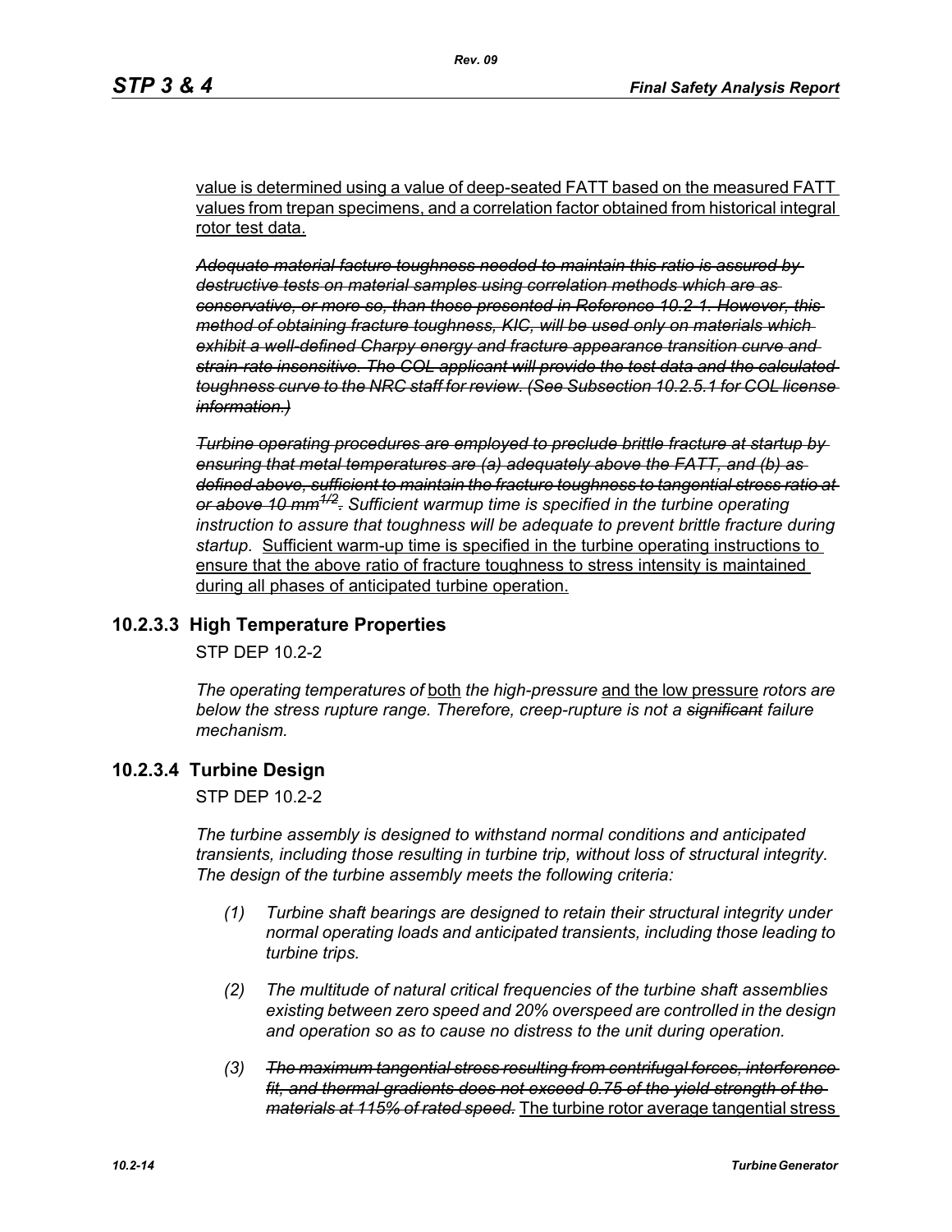value is determined using a value of deep-seated FATT based on the measured FATT values from trepan specimens, and a correlation factor obtained from historical integral rotor test data.

~~*Adequate material facture toughness needed to maintain this ratio is assured by destructive tests on material samples using correlation methods which are as conservative, or more so, than those presented in Reference 10.2-1. However, this method of obtaining fracture toughness, KIC, will be used only on materials which exhibit a well-defined Charpy energy and fracture appearance transition curve and strain-rate insensitive. The COL applicant will provide the test data and the calculated toughness curve to the NRC staff for review. (See Subsection 10.2.5.1 for COL license information.)*~~

~~*Turbine operating procedures are employed to preclude brittle fracture at startup by ensuring that metal temperatures are (a) adequately above the FATT, and (b) as defined above, sufficient to maintain the fracture toughness to tangential stress ratio at or above 10 mm^1/2^.*~~ *Sufficient warmup time is specified in the turbine operating instruction to assure that toughness will be adequate to prevent brittle fracture during startup.* Sufficient warm-up time is specified in the turbine operating instructions to ensure that the above ratio of fracture toughness to stress intensity is maintained during all phases of anticipated turbine operation.

### 10.2.3.3 High Temperature Properties

STP DEP 10.2-2

*The operating temperatures of* both *the high-pressure* and the low pressure *rotors are below the stress rupture range. Therefore, creep-rupture is not a* ~~*significant*~~ *failure mechanism.*

### 10.2.3.4 Turbine Design

STP DEP 10.2-2

*The turbine assembly is designed to withstand normal conditions and anticipated transients, including those resulting in turbine trip, without loss of structural integrity. The design of the turbine assembly meets the following criteria:*

*(1) Turbine shaft bearings are designed to retain their structural integrity under normal operating loads and anticipated transients, including those leading to turbine trips.*

*(2) The multitude of natural critical frequencies of the turbine shaft assemblies existing between zero speed and 20% overspeed are controlled in the design and operation so as to cause no distress to the unit during operation.*

*(3)* ~~*The maximum tangential stress resulting from centrifugal forces, interference fit, and thermal gradients does not exceed 0.75 of the yield strength of the materials at 115% of rated speed.*~~ The turbine rotor average tangential stress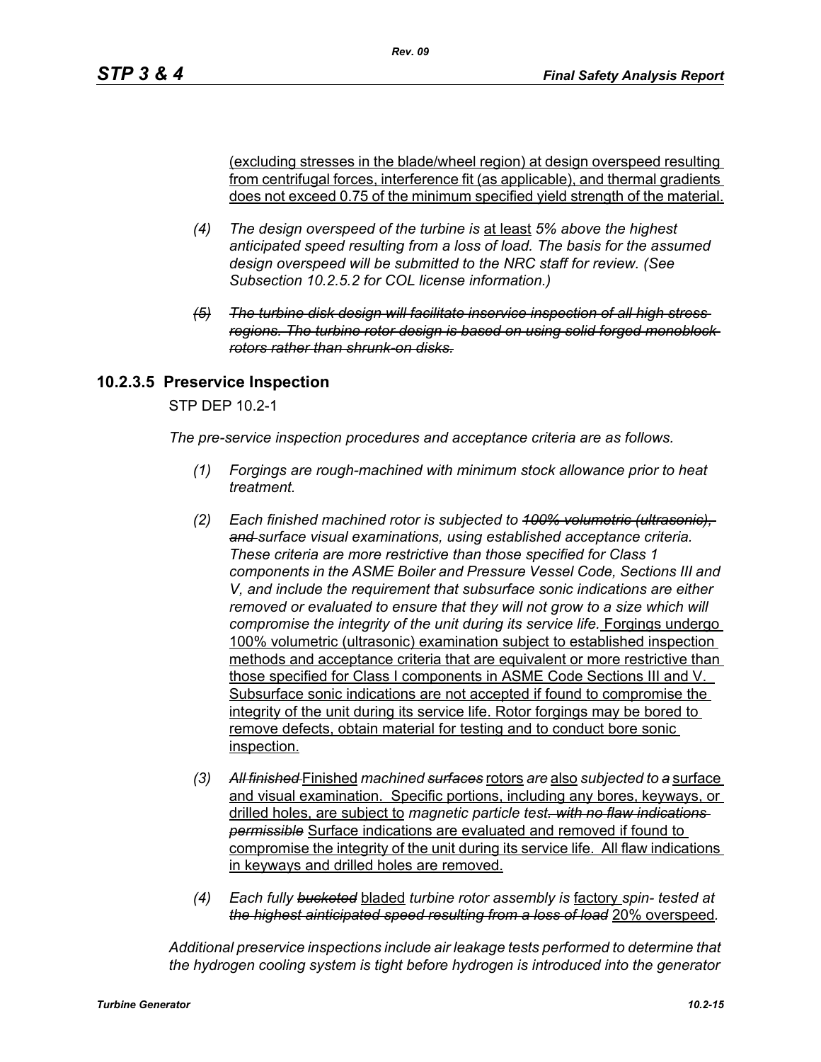(excluding stresses in the blade/wheel region) at design overspeed resulting from centrifugal forces, interference fit (as applicable), and thermal gradients does not exceed 0.75 of the minimum specified yield strength of the material.

*(4) The design overspeed of the turbine is* at least *5% above the highest anticipated speed resulting from a loss of load. The basis for the assumed design overspeed will be submitted to the NRC staff for review. (See Subsection 10.2.5.2 for COL license information.)*

*~~(5) The turbine disk design will facilitate inservice inspection of all high stress regions. The turbine rotor design is based on using solid forged monoblock rotors rather than shrunk-on disks.~~*

### 10.2.3.5 Preservice Inspection

STP DEP 10.2-1

*The pre-service inspection procedures and acceptance criteria are as follows.*

*(1) Forgings are rough-machined with minimum stock allowance prior to heat treatment.*

*(2) Each finished machined rotor is subjected to ~~100% volumetric (ultrasonic), and~~ surface visual examinations, using established acceptance criteria. These criteria are more restrictive than those specified for Class 1 components in the ASME Boiler and Pressure Vessel Code, Sections III and V, and include the requirement that subsurface sonic indications are either removed or evaluated to ensure that they will not grow to a size which will compromise the integrity of the unit during its service life.* Forgings undergo 100% volumetric (ultrasonic) examination subject to established inspection methods and acceptance criteria that are equivalent or more restrictive than those specified for Class I components in ASME Code Sections III and V. Subsurface sonic indications are not accepted if found to compromise the integrity of the unit during its service life. Rotor forgings may be bored to remove defects, obtain material for testing and to conduct bore sonic inspection.

*(3) ~~All finished~~* Finished *machined ~~surfaces~~* rotors *are* also *subjected to ~~a~~* surface and visual examination. Specific portions, including any bores, keyways, or drilled holes, are subject to *magnetic particle test~~. with no flaw indications permissible~~* Surface indications are evaluated and removed if found to compromise the integrity of the unit during its service life. All flaw indications in keyways and drilled holes are removed.

*(4) Each fully ~~bucketed~~* bladed *turbine rotor assembly is* factory *spin- tested at ~~the highest aínticipated speed resulting from a loss of load~~* 20% overspeed.

*Additional preservice inspections include air leakage tests performed to determine that the hydrogen cooling system is tight before hydrogen is introduced into the generator*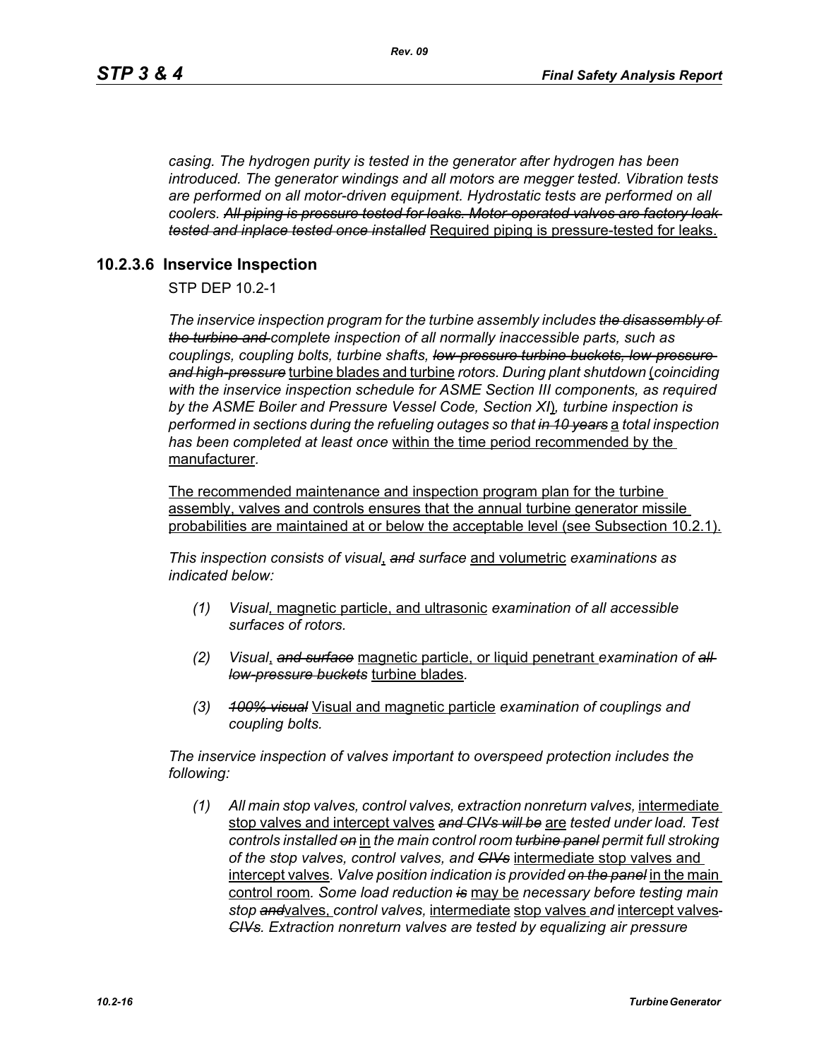*casing. The hydrogen purity is tested in the generator after hydrogen has been introduced. The generator windings and all motors are megger tested. Vibration tests are performed on all motor-driven equipment. Hydrostatic tests are performed on all coolers.* ~~*All piping is pressure tested for leaks. Motor-operated valves are factory leak tested and inplace tested once installed*~~ Required piping is pressure-tested for leaks.

### 10.2.3.6 Inservice Inspection

STP DEP 10.2-1

*The inservice inspection program for the turbine assembly includes* ~~*the disassembly of the turbine and*~~ *complete inspection of all normally inaccessible parts, such as couplings, coupling bolts, turbine shafts,* ~~*low-pressure turbine buckets, low-pressure and high-pressure*~~ turbine blades and turbine *rotors. During plant shutdown* (*coinciding with the inservice inspection schedule for ASME Section III components, as required by the ASME Boiler and Pressure Vessel Code, Section XI*)*, turbine inspection is performed in sections during the refueling outages so that* ~~*in 10 years*~~ a *total inspection has been completed at least once* within the time period recommended by the manufacturer.

The recommended maintenance and inspection program plan for the turbine assembly, valves and controls ensures that the annual turbine generator missile probabilities are maintained at or below the acceptable level (see Subsection 10.2.1).

*This inspection consists of visual*, ~~*and*~~ *surface* and volumetric *examinations as indicated below:*

*(1)* *Visual*, magnetic particle, and ultrasonic *examination of all accessible surfaces of rotors.*

*(2)* *Visual*, ~~*and surface*~~ magnetic particle, or liquid penetrant *examination of* ~~*all low-pressure buckets*~~ turbine blades*.*

*(3)* ~~*100% visual*~~ Visual and magnetic particle *examination of couplings and coupling bolts.*

*The inservice inspection of valves important to overspeed protection includes the following:*

*(1)* *All main stop valves, control valves, extraction nonreturn valves,* intermediate stop valves and intercept valves ~~*and CIVs will be*~~ are *tested under load. Test controls installed* ~~*on*~~ in *the main control room* ~~*turbine panel*~~ *permit full stroking of the stop valves, control valves, and* ~~*CIVs*~~ intermediate stop valves and intercept valves*. Valve position indication is provided* ~~*on the panel*~~ in the main control room*. Some load reduction* ~~*is*~~ may be *necessary before testing main stop* ~~*and*~~valves, *control valves,* intermediate stop valves *and* intercept valves ~~*CIVs*~~*. Extraction nonreturn valves are tested by equalizing air pressure*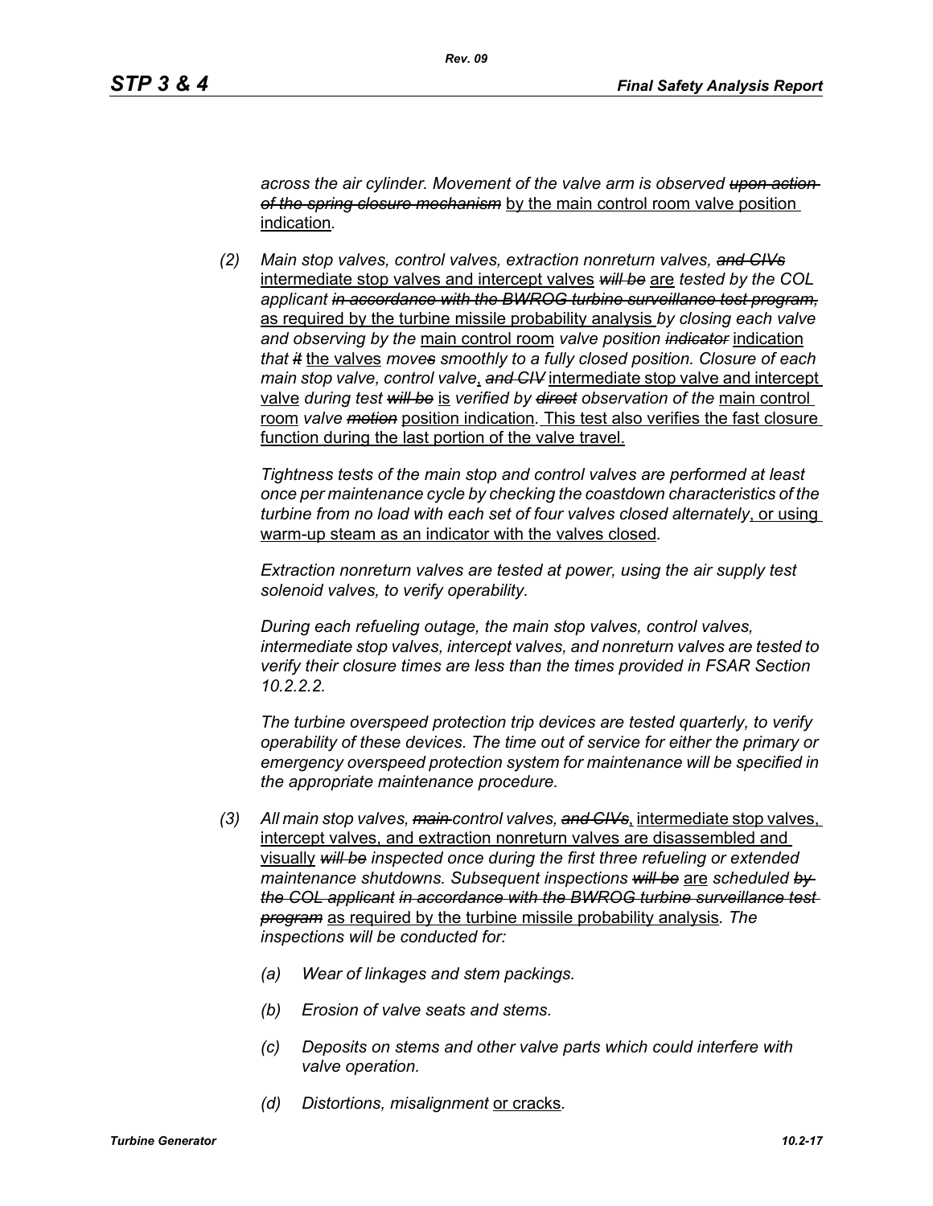*across the air cylinder. Movement of the valve arm is observed ~~upon action of the spring closure mechanism~~* by the main control room valve position indication*.*

*(2) Main stop valves, control valves, extraction nonreturn valves, ~~and CIVs~~* intermediate stop valves and intercept valves *~~will be~~* are *tested by the COL applicant ~~in accordance with the BWROG turbine surveillance test program,~~* as required by the turbine missile probability analysis *by closing each valve and observing by the* main control room *valve position ~~indicator~~* indication *that ~~it~~* the valves *move~~s~~ smoothly to a fully closed position. Closure of each main stop valve, control valve*, *~~and CIV~~* intermediate stop valve and intercept valve *during test ~~will be~~* is *verified by ~~direct~~ observation of the* main control room *valve ~~motion~~* position indication*.* This test also verifies the fast closure function during the last portion of the valve travel.

*Tightness tests of the main stop and control valves are performed at least once per maintenance cycle by checking the coastdown characteristics of the turbine from no load with each set of four valves closed alternately*, or using warm-up steam as an indicator with the valves closed*.*

*Extraction nonreturn valves are tested at power, using the air supply test solenoid valves, to verify operability.*

*During each refueling outage, the main stop valves, control valves, intermediate stop valves, intercept valves, and nonreturn valves are tested to verify their closure times are less than the times provided in FSAR Section 10.2.2.2.*

*The turbine overspeed protection trip devices are tested quarterly, to verify operability of these devices. The time out of service for either the primary or emergency overspeed protection system for maintenance will be specified in the appropriate maintenance procedure.*

*(3) All main stop valves, ~~main~~ control valves, ~~and CIVs~~*, intermediate stop valves, intercept valves, and extraction nonreturn valves are disassembled and visually *~~will be~~ inspected once during the first three refueling or extended maintenance shutdowns. Subsequent inspections ~~will be~~* are *scheduled ~~by the COL applicant in accordance with the BWROG turbine surveillance test program~~* as required by the turbine missile probability analysis*. The inspections will be conducted for:*

*(a) Wear of linkages and stem packings.*

*(b) Erosion of valve seats and stems.*

*(c) Deposits on stems and other valve parts which could interfere with valve operation.*

*(d) Distortions, misalignment* or cracks*.*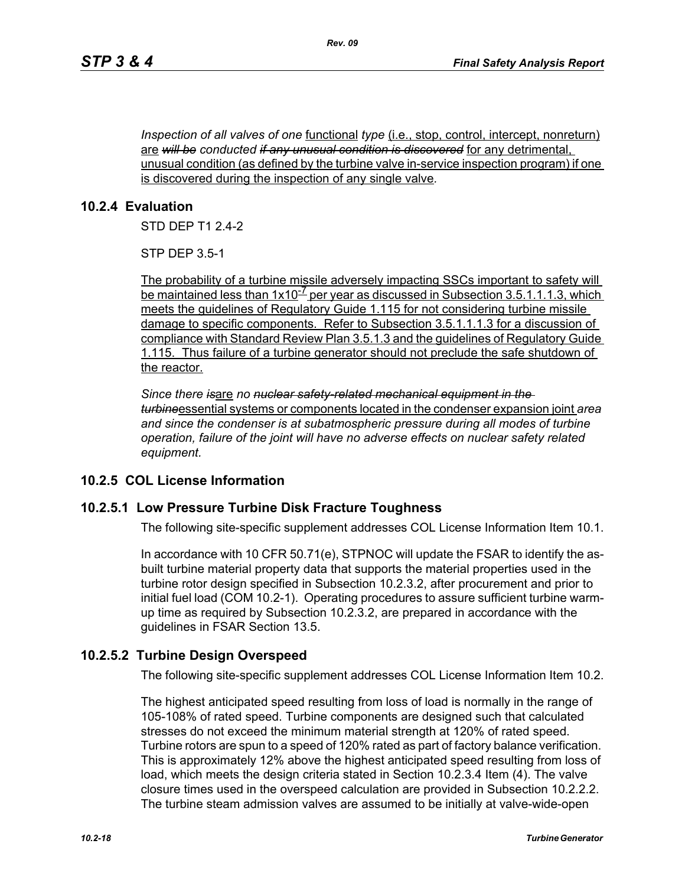*Inspection of all valves of one* functional *type* (i.e., stop, control, intercept, nonreturn) are ~~*will be*~~ *conducted* ~~*if any unusual condition is discovered*~~ for any detrimental, unusual condition (as defined by the turbine valve in-service inspection program) if one is discovered during the inspection of any single valve*.*

## 10.2.4 Evaluation

STD DEP T1 2.4-2

STP DEP 3.5-1

The probability of a turbine missile adversely impacting SSCs important to safety will be maintained less than $1 \times 10^{-7}$ per year as discussed in Subsection 3.5.1.1.1.3, which meets the guidelines of Regulatory Guide 1.115 for not considering turbine missile damage to specific components. Refer to Subsection 3.5.1.1.1.3 for a discussion of compliance with Standard Review Plan 3.5.1.3 and the guidelines of Regulatory Guide 1.115. Thus failure of a turbine generator should not preclude the safe shutdown of the reactor.

*Since there* ~~*is*~~are *no* ~~*nuclear safety-related mechanical equipment in the turbine*~~essential systems or components located in the condenser expansion joint *area and since the condenser is at subatmospheric pressure during all modes of turbine operation, failure of the joint will have no adverse effects on nuclear safety related equipment.*

## 10.2.5 COL License Information

### 10.2.5.1 Low Pressure Turbine Disk Fracture Toughness

The following site-specific supplement addresses COL License Information Item 10.1.

In accordance with 10 CFR 50.71(e), STPNOC will update the FSAR to identify the as-built turbine material property data that supports the material properties used in the turbine rotor design specified in Subsection 10.2.3.2, after procurement and prior to initial fuel load (COM 10.2-1). Operating procedures to assure sufficient turbine warm-up time as required by Subsection 10.2.3.2, are prepared in accordance with the guidelines in FSAR Section 13.5.

### 10.2.5.2 Turbine Design Overspeed

The following site-specific supplement addresses COL License Information Item 10.2.

The highest anticipated speed resulting from loss of load is normally in the range of 105-108% of rated speed. Turbine components are designed such that calculated stresses do not exceed the minimum material strength at 120% of rated speed. Turbine rotors are spun to a speed of 120% rated as part of factory balance verification. This is approximately 12% above the highest anticipated speed resulting from loss of load, which meets the design criteria stated in Section 10.2.3.4 Item (4). The valve closure times used in the overspeed calculation are provided in Subsection 10.2.2.2. The turbine steam admission valves are assumed to be initially at valve-wide-open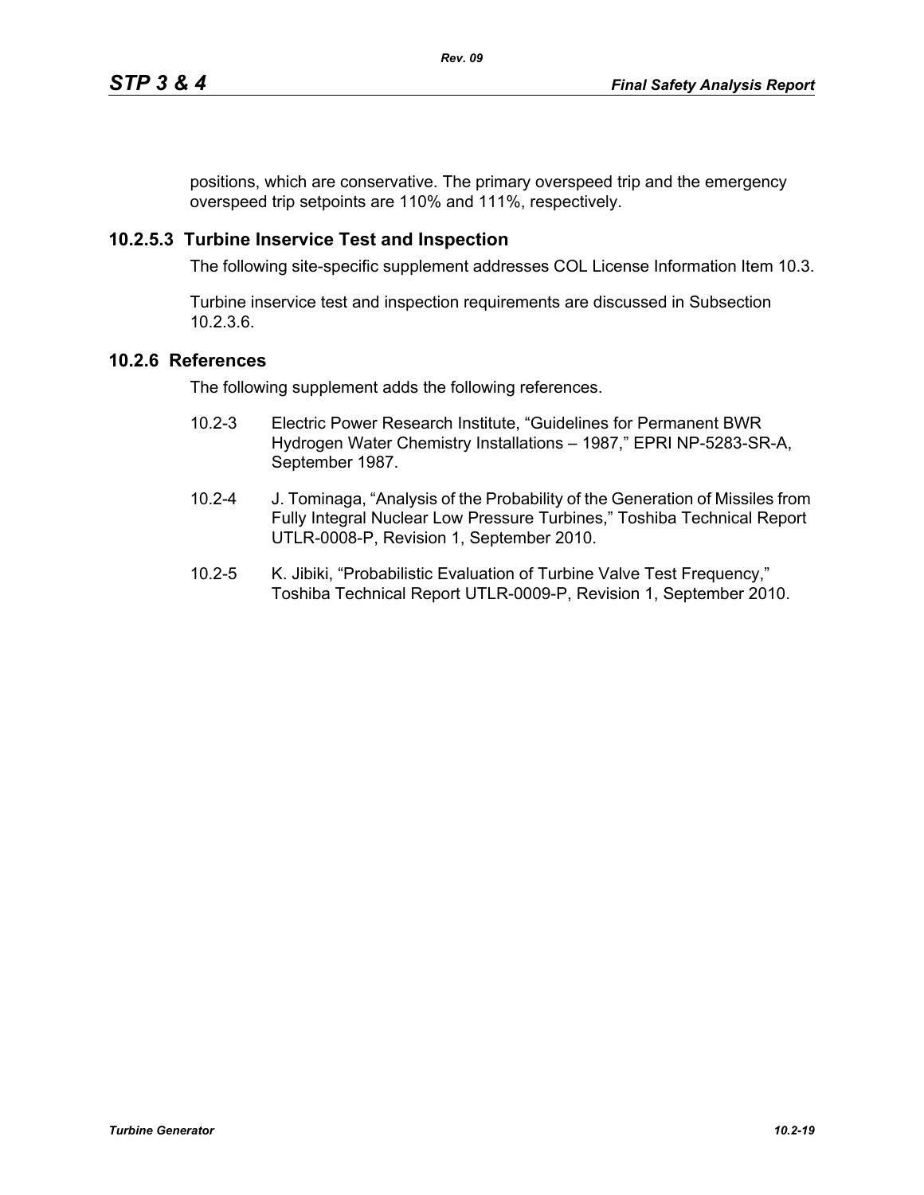positions, which are conservative. The primary overspeed trip and the emergency overspeed trip setpoints are 110% and 111%, respectively.

### 10.2.5.3 Turbine Inservice Test and Inspection

The following site-specific supplement addresses COL License Information Item 10.3.

Turbine inservice test and inspection requirements are discussed in Subsection 10.2.3.6.

## 10.2.6 References

The following supplement adds the following references.

10.2-3 Electric Power Research Institute, “Guidelines for Permanent BWR Hydrogen Water Chemistry Installations – 1987,” EPRI NP-5283-SR-A, September 1987.

10.2-4 J. Tominaga, “Analysis of the Probability of the Generation of Missiles from Fully Integral Nuclear Low Pressure Turbines,” Toshiba Technical Report UTLR-0008-P, Revision 1, September 2010.

10.2-5 K. Jibiki, “Probabilistic Evaluation of Turbine Valve Test Frequency,” Toshiba Technical Report UTLR-0009-P, Revision 1, September 2010.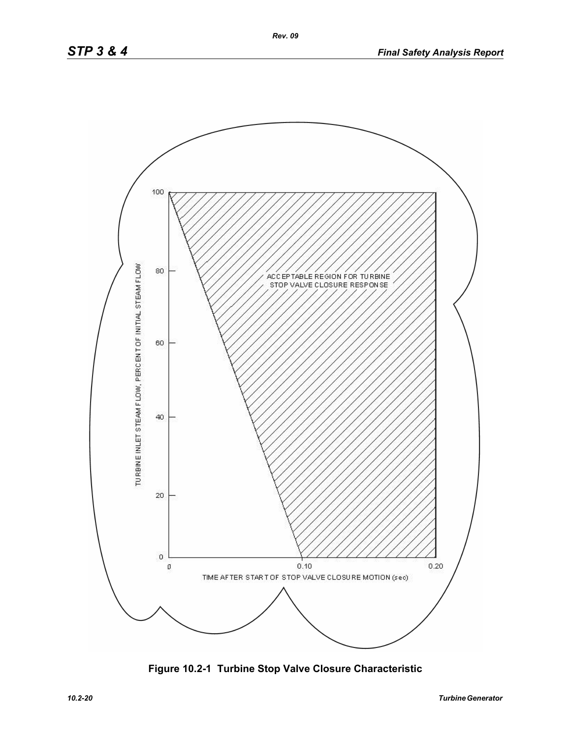ACCEPTABLE REGION FOR TURBINE STOP VALVE CLOSURE RESPONSE

TURBINE INLET STEAM FLOW, PERCENT OF INITIAL STEAM FLOW

TIME AFTER START OF STOP VALVE CLOSURE MOTION (sec)

**Figure 10.2-1 Turbine Stop Valve Closure Characteristic**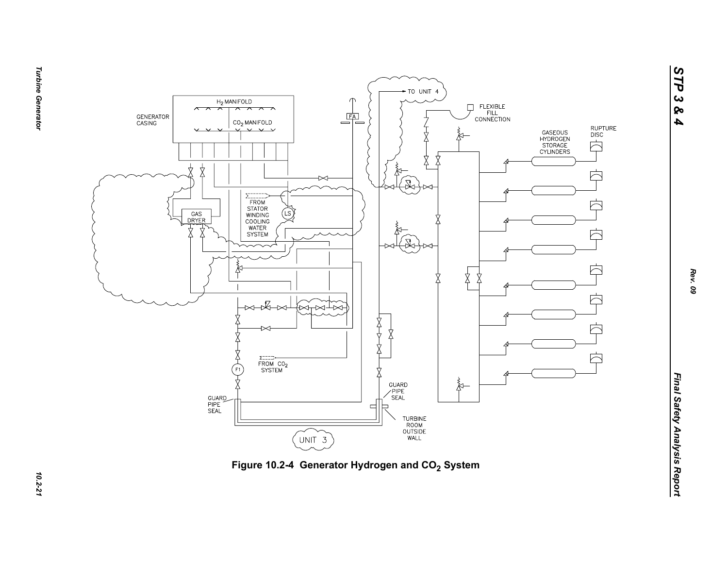Figure 10.2-4 Generator Hydrogen and $CO_2$ System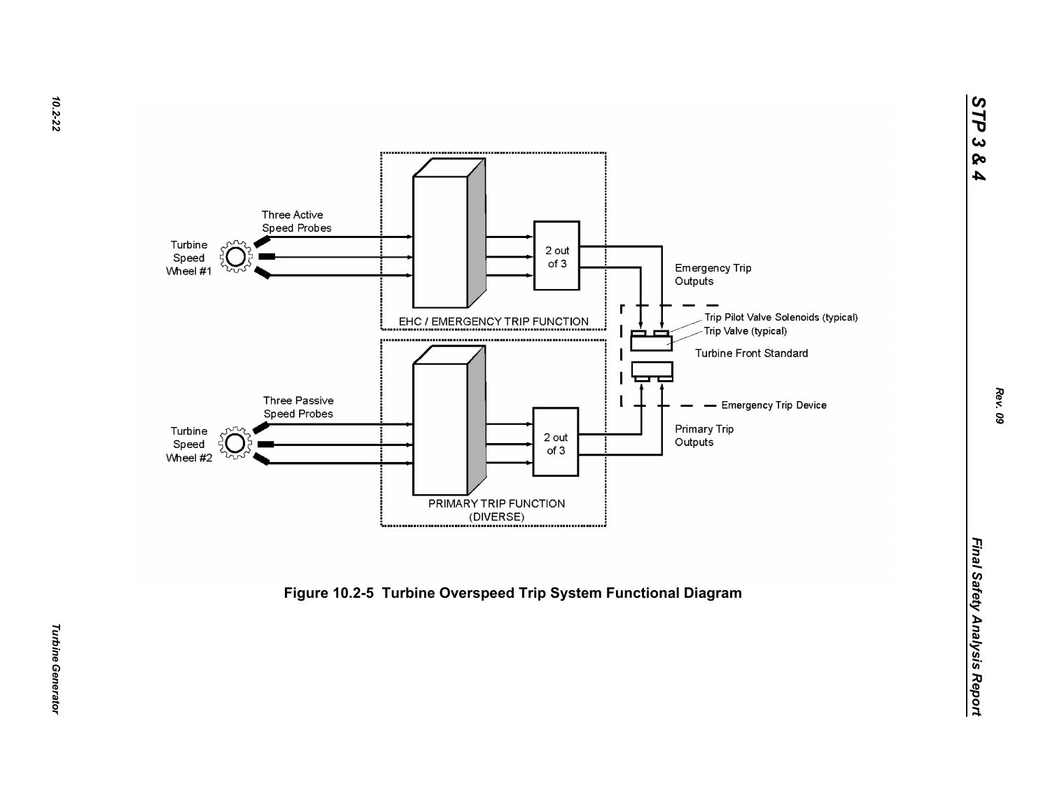Three Active
Speed Probes

Turbine
Speed
Wheel #1

2 out
of 3

EHC / EMERGENCY TRIP FUNCTION

Emergency Trip
Outputs

Trip Pilot Valve Solenoids (typical)

Trip Valve (typical)

Turbine Front Standard

Emergency Trip Device

Three Passive
Speed Probes

Turbine
Speed
Wheel #2

2 out
of 3

PRIMARY TRIP FUNCTION
(DIVERSE)

Primary Trip
Outputs

**Figure 10.2-5 Turbine Overspeed Trip System Functional Diagram**